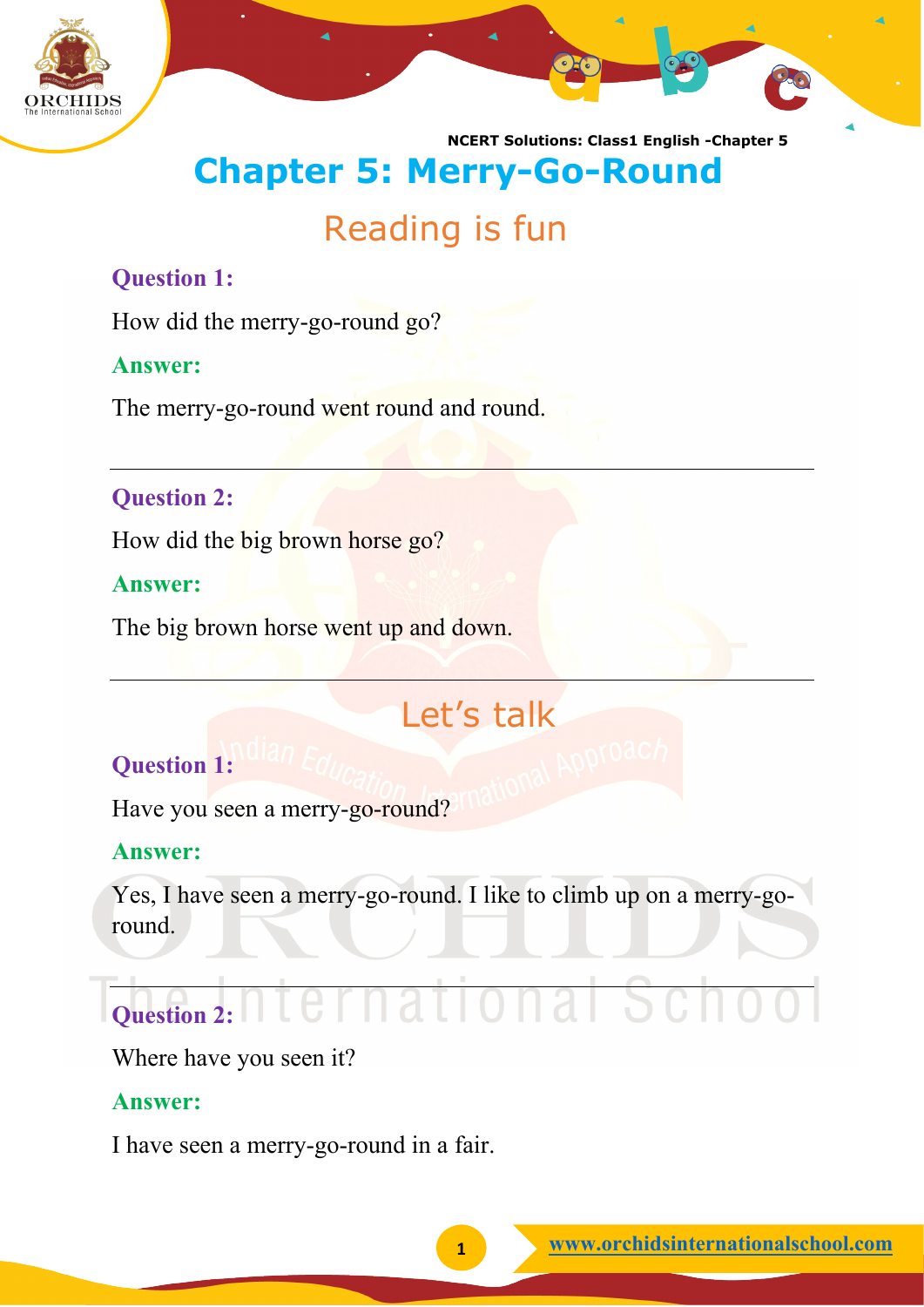# Chapter 5: Merry-Go-Round

## Reading is fun

**Question 1:**

How did the merry-go-round go?

**Answer:**

The merry-go-round went round and round.

---

**Question 2:**

How did the big brown horse go?

**Answer:**

The big brown horse went up and down.

---

## Let's talk

**Question 1:**

Have you seen a merry-go-round?

**Answer:**

Yes, I have seen a merry-go-round. I like to climb up on a merry-go-round.

---

**Question 2:**

Where have you seen it?

**Answer:**

I have seen a merry-go-round in a fair.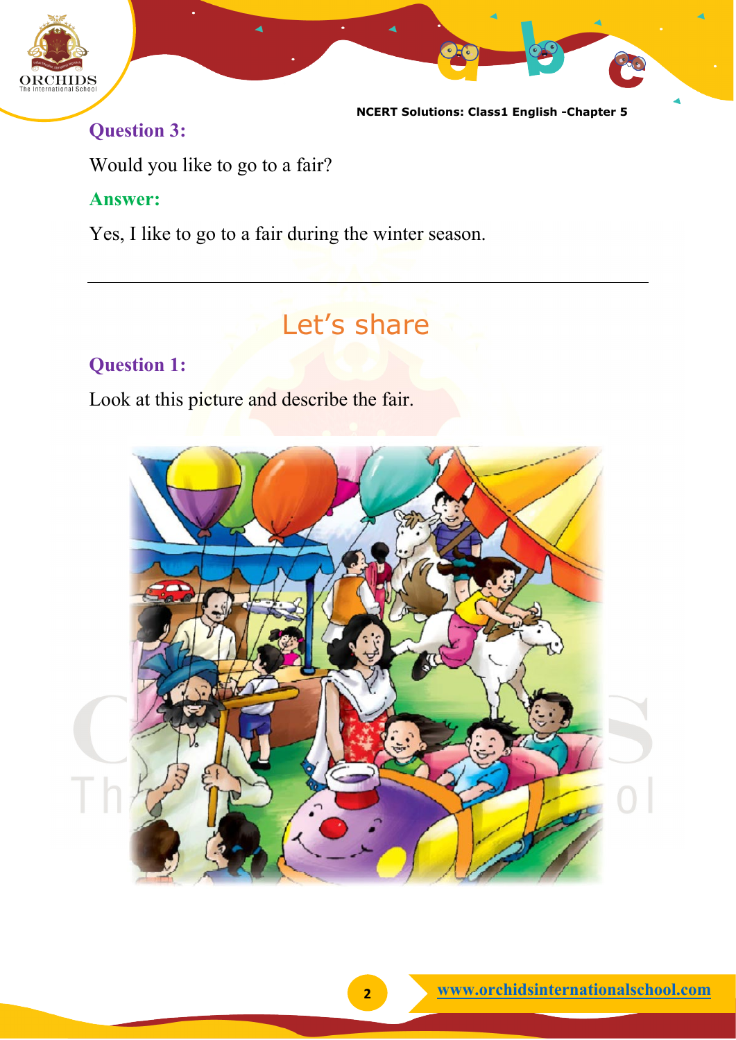**Question 3:**

Would you like to go to a fair?

**Answer:**

Yes, I like to go to a fair during the winter season.

---

## Let's share

**Question 1:**

Look at this picture and describe the fair.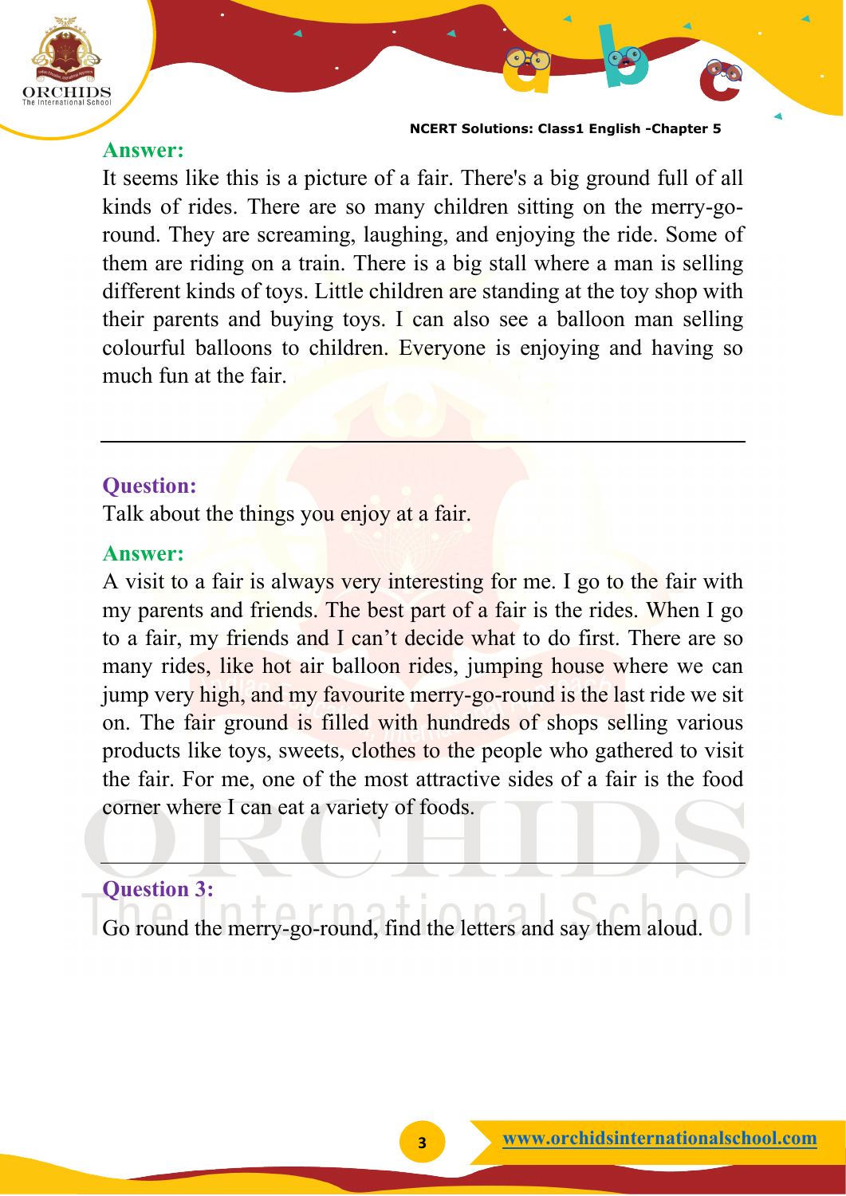**Answer:**

It seems like this is a picture of a fair. There's a big ground full of all kinds of rides. There are so many children sitting on the merry-go-round. They are screaming, laughing, and enjoying the ride. Some of them are riding on a train. There is a big stall where a man is selling different kinds of toys. Little children are standing at the toy shop with their parents and buying toys. I can also see a balloon man selling colourful balloons to children. Everyone is enjoying and having so much fun at the fair.

---

**Question:**

Talk about the things you enjoy at a fair.

**Answer:**

A visit to a fair is always very interesting for me. I go to the fair with my parents and friends. The best part of a fair is the rides. When I go to a fair, my friends and I can't decide what to do first. There are so many rides, like hot air balloon rides, jumping house where we can jump very high, and my favourite merry-go-round is the last ride we sit on. The fair ground is filled with hundreds of shops selling various products like toys, sweets, clothes to the people who gathered to visit the fair. For me, one of the most attractive sides of a fair is the food corner where I can eat a variety of foods.

---

**Question 3:**

Go round the merry-go-round, find the letters and say them aloud.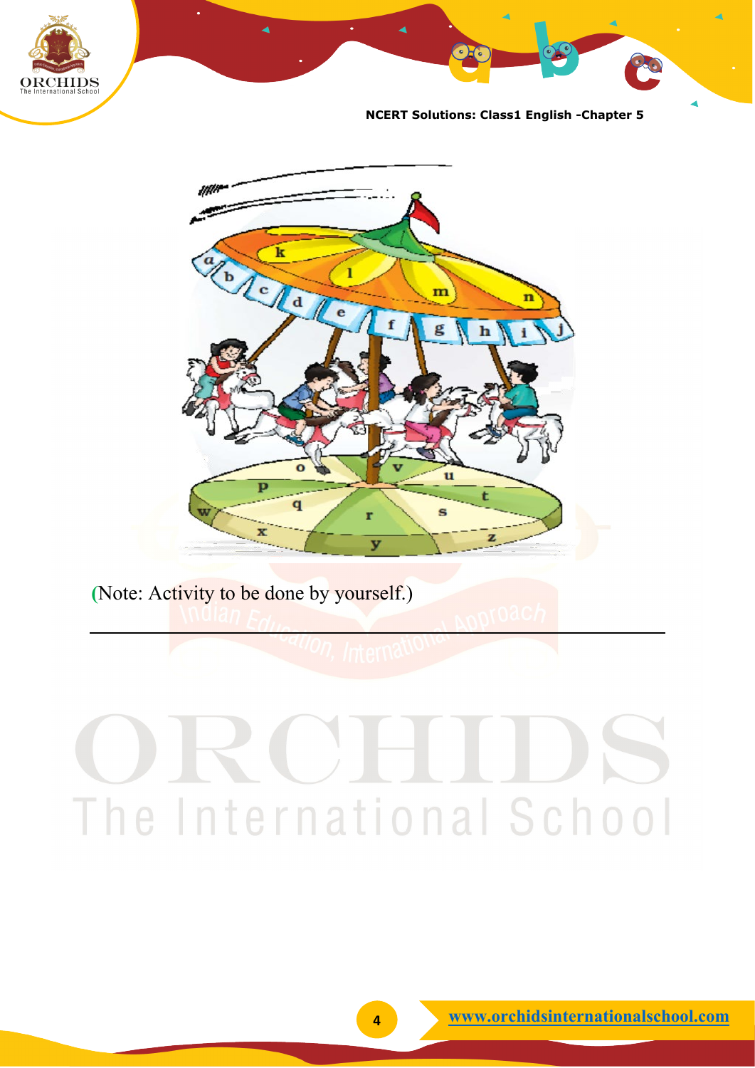(Note: Activity to be done by yourself.)